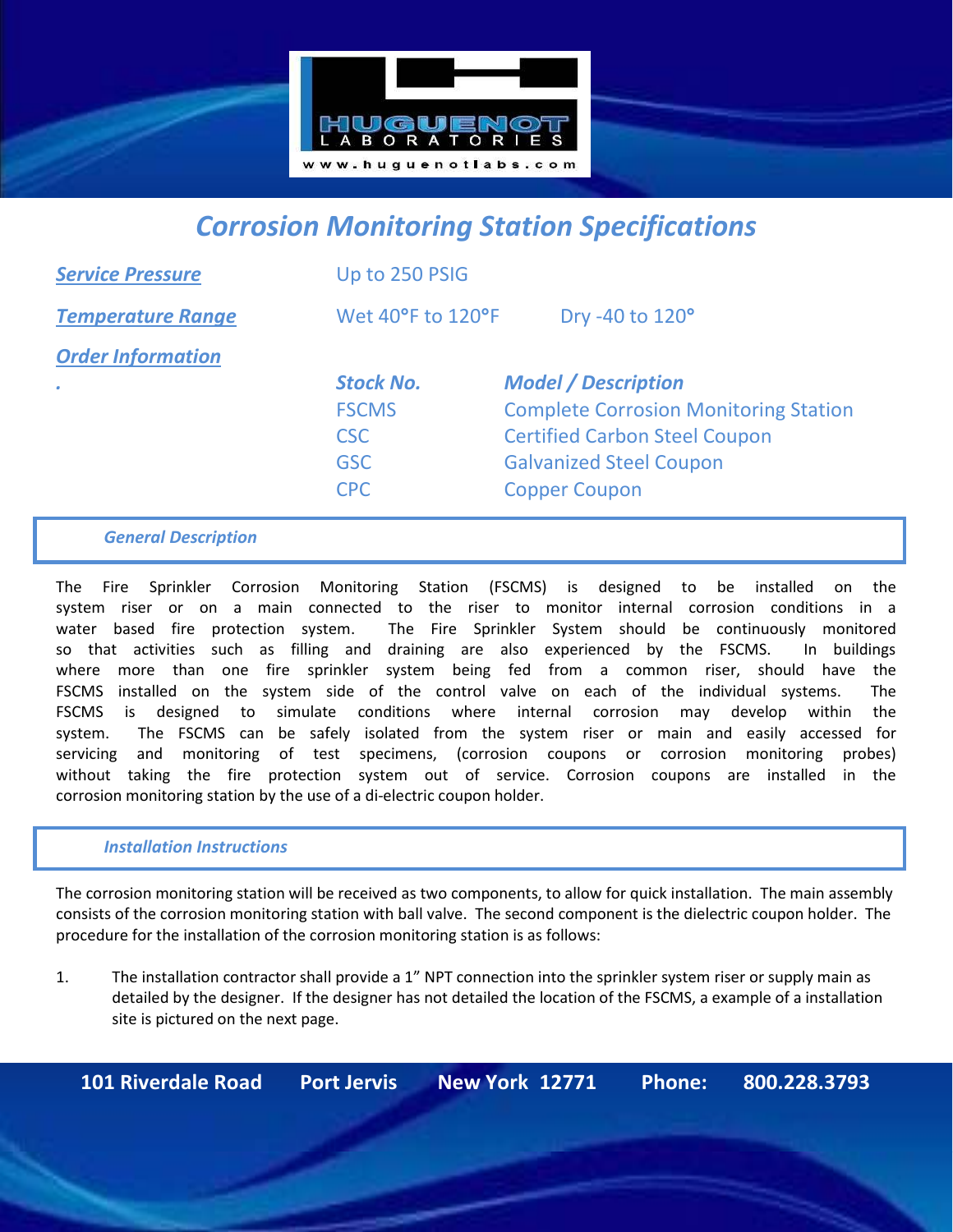HUGUENOT LABORATORIES

www.huguenotlabs.com

# Corrosion Monitoring Station Specifications

**Service Pressure** — Up to 250 PSIG

**Temperature Range** — Wet 40°F to 120°F Dry -40 to 120°

**Order Information**

| Stock No. | Model / Description |
|---|---|
| FSCMS | Complete Corrosion Monitoring Station |
| CSC | Certified Carbon Steel Coupon |
| GSC | Galvanized Steel Coupon |
| CPC | Copper Coupon |

## General Description

The Fire Sprinkler Corrosion Monitoring Station (FSCMS) is designed to be installed on the system riser or on a main connected to the riser to monitor internal corrosion conditions in a water based fire protection system. The Fire Sprinkler System should be continuously monitored so that activities such as filling and draining are also experienced by the FSCMS. In buildings where more than one fire sprinkler system being fed from a common riser, should have the FSCMS installed on the system side of the control valve on each of the individual systems. The FSCMS is designed to simulate conditions where internal corrosion may develop within the system. The FSCMS can be safely isolated from the system riser or main and easily accessed for servicing and monitoring of test specimens, (corrosion coupons or corrosion monitoring probes) without taking the fire protection system out of service. Corrosion coupons are installed in the corrosion monitoring station by the use of a di-electric coupon holder.

## Installation Instructions

The corrosion monitoring station will be received as two components, to allow for quick installation. The main assembly consists of the corrosion monitoring station with ball valve. The second component is the dielectric coupon holder. The procedure for the installation of the corrosion monitoring station is as follows:

1. The installation contractor shall provide a 1" NPT connection into the sprinkler system riser or supply main as detailed by the designer. If the designer has not detailed the location of the FSCMS, a example of a installation site is pictured on the next page.

101 Riverdale Road Port Jervis New York 12771 Phone: 800.228.3793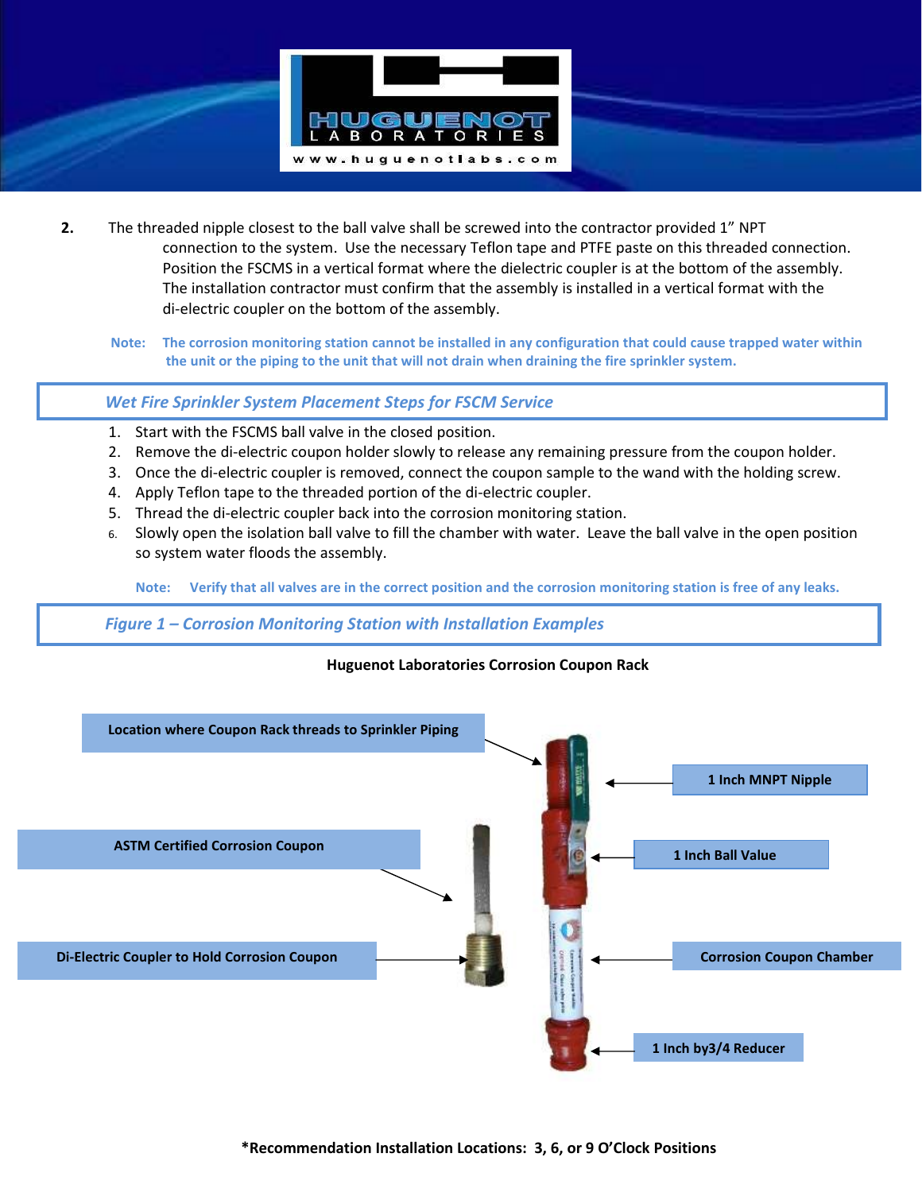2. The threaded nipple closest to the ball valve shall be screwed into the contractor provided 1" NPT connection to the system. Use the necessary Teflon tape and PTFE paste on this threaded connection. Position the FSCMS in a vertical format where the dielectric coupler is at the bottom of the assembly. The installation contractor must confirm that the assembly is installed in a vertical format with the di-electric coupler on the bottom of the assembly.

**Note: The corrosion monitoring station cannot be installed in any configuration that could cause trapped water within the unit or the piping to the unit that will not drain when draining the fire sprinkler system.**

## *Wet Fire Sprinkler System Placement Steps for FSCM Service*

1. Start with the FSCMS ball valve in the closed position.
2. Remove the di-electric coupon holder slowly to release any remaining pressure from the coupon holder.
3. Once the di-electric coupler is removed, connect the coupon sample to the wand with the holding screw.
4. Apply Teflon tape to the threaded portion of the di-electric coupler.
5. Thread the di-electric coupler back into the corrosion monitoring station.
6. Slowly open the isolation ball valve to fill the chamber with water. Leave the ball valve in the open position so system water floods the assembly.

**Note: Verify that all valves are in the correct position and the corrosion monitoring station is free of any leaks.**

## *Figure 1 – Corrosion Monitoring Station with Installation Examples*

**Huguenot Laboratories Corrosion Coupon Rack**

Location where Coupon Rack threads to Sprinkler Piping

1 Inch MNPT Nipple

ASTM Certified Corrosion Coupon

1 Inch Ball Value

Di-Electric Coupler to Hold Corrosion Coupon

Corrosion Coupon Chamber

1 Inch by3/4 Reducer

**\*Recommendation Installation Locations: 3, 6, or 9 O'Clock Positions**